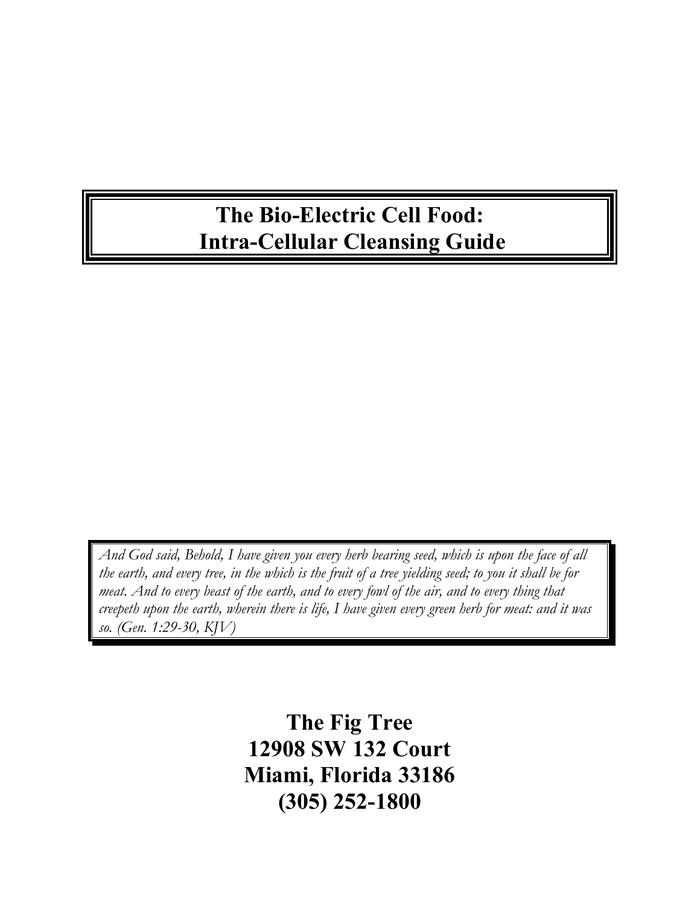# The Bio-Electric Cell Food: Intra-Cellular Cleansing Guide

*And God said, Behold, I have given you every herb bearing seed, which is upon the face of all the earth, and every tree, in the which is the fruit of a tree yielding seed; to you it shall be for meat. And to every beast of the earth, and to every fowl of the air, and to every thing that creepeth upon the earth, wherein there is life, I have given every green herb for meat: and it was so. (Gen. 1:29-30, KJV)*

**The Fig Tree**
**12908 SW 132 Court**
**Miami, Florida 33186**
**(305) 252-1800**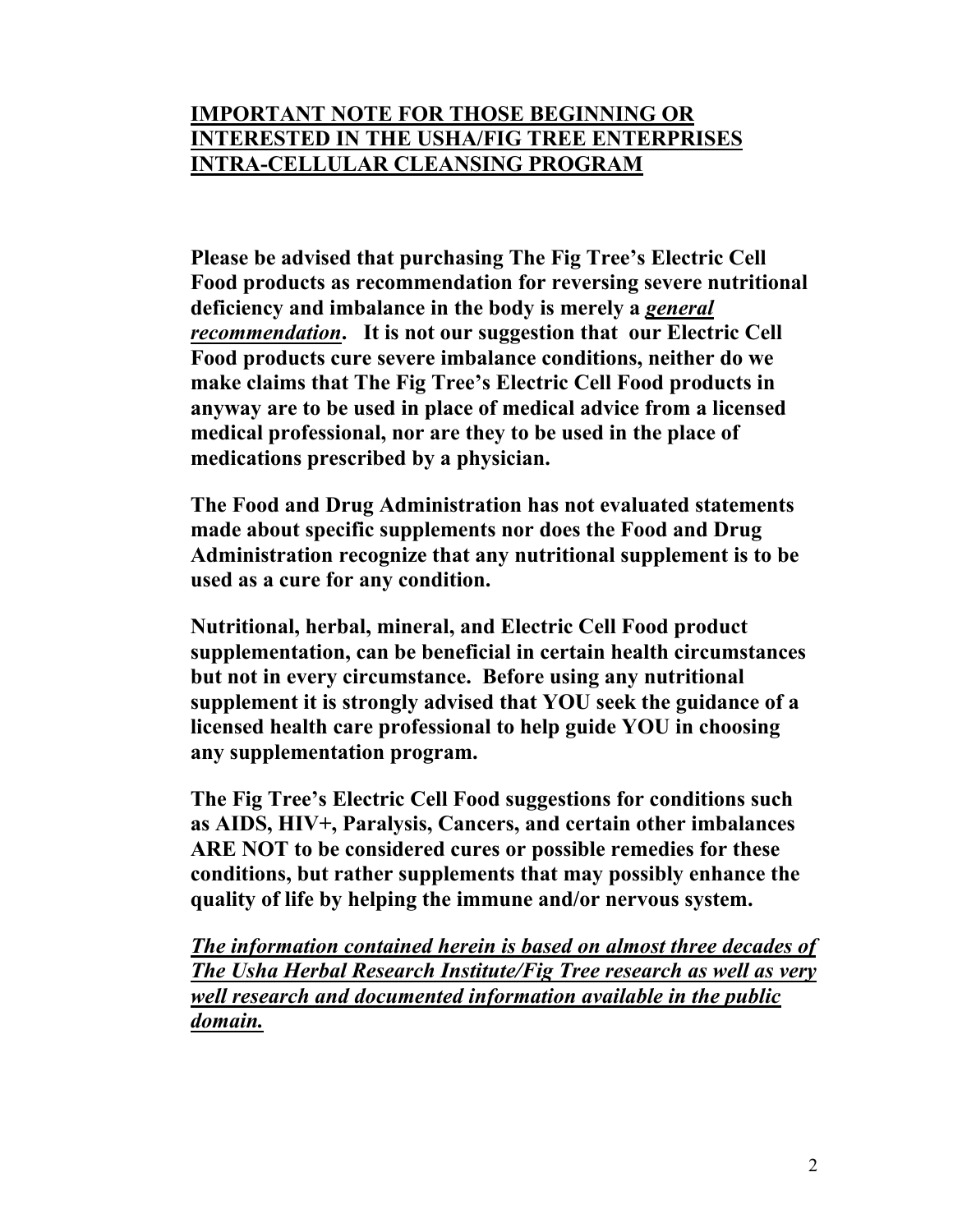# **IMPORTANT NOTE FOR THOSE BEGINNING OR INTERESTED IN THE USHA/FIG TREE ENTERPRISES INTRA-CELLULAR CLEANSING PROGRAM**

**Please be advised that purchasing The Fig Tree's Electric Cell Food products as recommendation for reversing severe nutritional deficiency and imbalance in the body is merely a *general recommendation*. It is not our suggestion that our Electric Cell Food products cure severe imbalance conditions, neither do we make claims that The Fig Tree's Electric Cell Food products in anyway are to be used in place of medical advice from a licensed medical professional, nor are they to be used in the place of medications prescribed by a physician.**

**The Food and Drug Administration has not evaluated statements made about specific supplements nor does the Food and Drug Administration recognize that any nutritional supplement is to be used as a cure for any condition.**

**Nutritional, herbal, mineral, and Electric Cell Food product supplementation, can be beneficial in certain health circumstances but not in every circumstance. Before using any nutritional supplement it is strongly advised that YOU seek the guidance of a licensed health care professional to help guide YOU in choosing any supplementation program.**

**The Fig Tree's Electric Cell Food suggestions for conditions such as AIDS, HIV+, Paralysis, Cancers, and certain other imbalances ARE NOT to be considered cures or possible remedies for these conditions, but rather supplements that may possibly enhance the quality of life by helping the immune and/or nervous system.**

***The information contained herein is based on almost three decades of The Usha Herbal Research Institute/Fig Tree research as well as very well research and documented information available in the public domain.***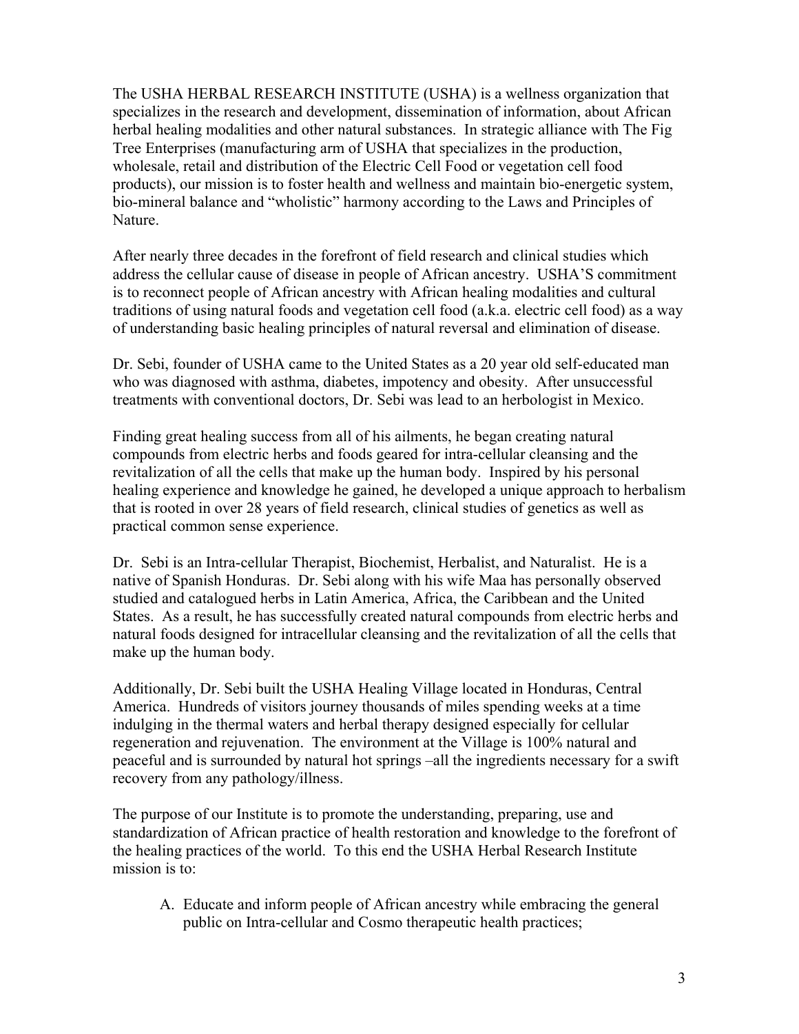The USHA HERBAL RESEARCH INSTITUTE (USHA) is a wellness organization that specializes in the research and development, dissemination of information, about African herbal healing modalities and other natural substances. In strategic alliance with The Fig Tree Enterprises (manufacturing arm of USHA that specializes in the production, wholesale, retail and distribution of the Electric Cell Food or vegetation cell food products), our mission is to foster health and wellness and maintain bio-energetic system, bio-mineral balance and "wholistic" harmony according to the Laws and Principles of Nature.

After nearly three decades in the forefront of field research and clinical studies which address the cellular cause of disease in people of African ancestry. USHA'S commitment is to reconnect people of African ancestry with African healing modalities and cultural traditions of using natural foods and vegetation cell food (a.k.a. electric cell food) as a way of understanding basic healing principles of natural reversal and elimination of disease.

Dr. Sebi, founder of USHA came to the United States as a 20 year old self-educated man who was diagnosed with asthma, diabetes, impotency and obesity. After unsuccessful treatments with conventional doctors, Dr. Sebi was lead to an herbologist in Mexico.

Finding great healing success from all of his ailments, he began creating natural compounds from electric herbs and foods geared for intra-cellular cleansing and the revitalization of all the cells that make up the human body. Inspired by his personal healing experience and knowledge he gained, he developed a unique approach to herbalism that is rooted in over 28 years of field research, clinical studies of genetics as well as practical common sense experience.

Dr. Sebi is an Intra-cellular Therapist, Biochemist, Herbalist, and Naturalist. He is a native of Spanish Honduras. Dr. Sebi along with his wife Maa has personally observed studied and catalogued herbs in Latin America, Africa, the Caribbean and the United States. As a result, he has successfully created natural compounds from electric herbs and natural foods designed for intracellular cleansing and the revitalization of all the cells that make up the human body.

Additionally, Dr. Sebi built the USHA Healing Village located in Honduras, Central America. Hundreds of visitors journey thousands of miles spending weeks at a time indulging in the thermal waters and herbal therapy designed especially for cellular regeneration and rejuvenation. The environment at the Village is 100% natural and peaceful and is surrounded by natural hot springs –all the ingredients necessary for a swift recovery from any pathology/illness.

The purpose of our Institute is to promote the understanding, preparing, use and standardization of African practice of health restoration and knowledge to the forefront of the healing practices of the world. To this end the USHA Herbal Research Institute mission is to:

A. Educate and inform people of African ancestry while embracing the general public on Intra-cellular and Cosmo therapeutic health practices;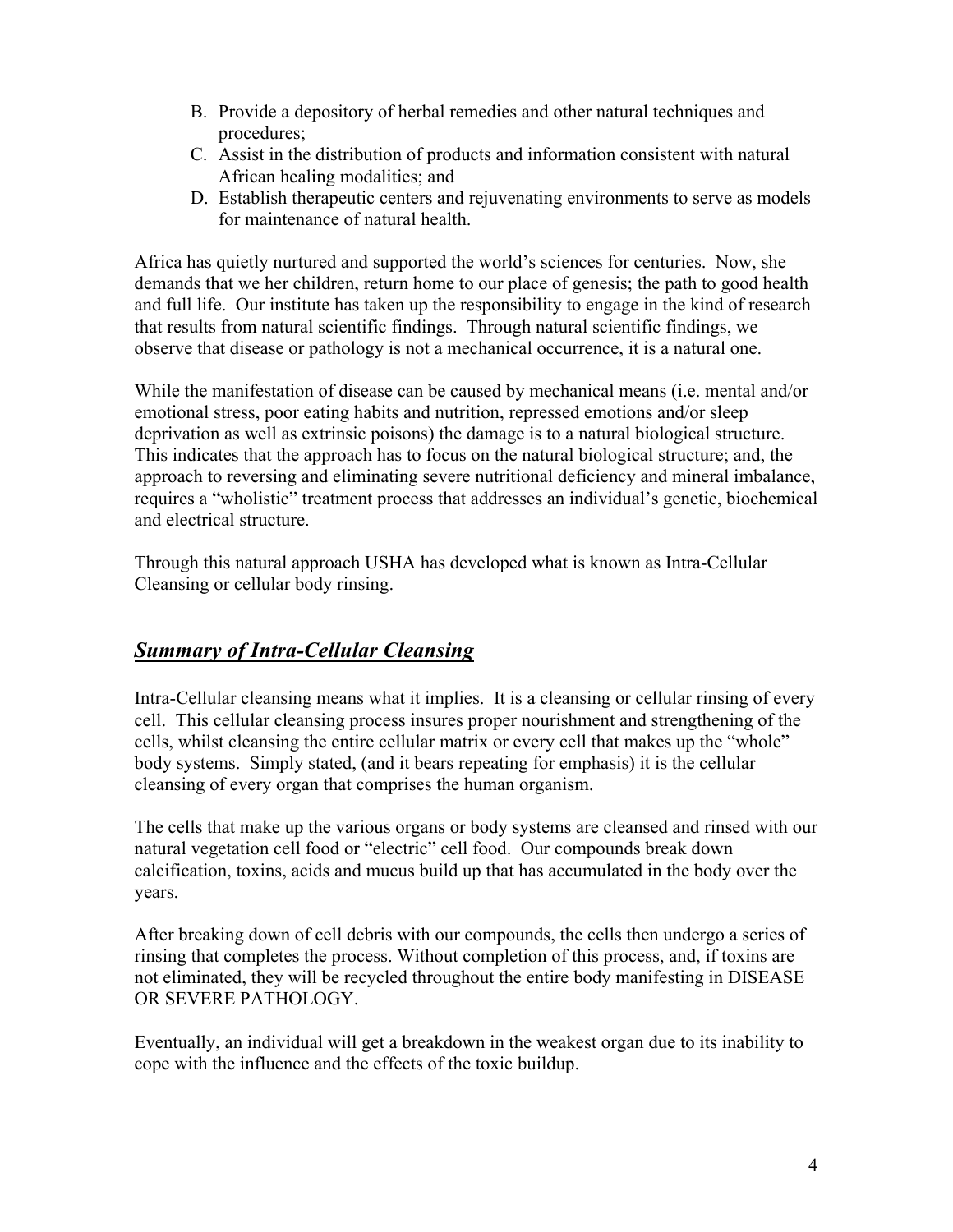B. Provide a depository of herbal remedies and other natural techniques and procedures;
C. Assist in the distribution of products and information consistent with natural African healing modalities; and
D. Establish therapeutic centers and rejuvenating environments to serve as models for maintenance of natural health.

Africa has quietly nurtured and supported the world's sciences for centuries. Now, she demands that we her children, return home to our place of genesis; the path to good health and full life. Our institute has taken up the responsibility to engage in the kind of research that results from natural scientific findings. Through natural scientific findings, we observe that disease or pathology is not a mechanical occurrence, it is a natural one.

While the manifestation of disease can be caused by mechanical means (i.e. mental and/or emotional stress, poor eating habits and nutrition, repressed emotions and/or sleep deprivation as well as extrinsic poisons) the damage is to a natural biological structure. This indicates that the approach has to focus on the natural biological structure; and, the approach to reversing and eliminating severe nutritional deficiency and mineral imbalance, requires a "wholistic" treatment process that addresses an individual's genetic, biochemical and electrical structure.

Through this natural approach USHA has developed what is known as Intra-Cellular Cleansing or cellular body rinsing.

## ***Summary of Intra-Cellular Cleansing***

Intra-Cellular cleansing means what it implies. It is a cleansing or cellular rinsing of every cell. This cellular cleansing process insures proper nourishment and strengthening of the cells, whilst cleansing the entire cellular matrix or every cell that makes up the "whole" body systems. Simply stated, (and it bears repeating for emphasis) it is the cellular cleansing of every organ that comprises the human organism.

The cells that make up the various organs or body systems are cleansed and rinsed with our natural vegetation cell food or "electric" cell food. Our compounds break down calcification, toxins, acids and mucus build up that has accumulated in the body over the years.

After breaking down of cell debris with our compounds, the cells then undergo a series of rinsing that completes the process. Without completion of this process, and, if toxins are not eliminated, they will be recycled throughout the entire body manifesting in DISEASE OR SEVERE PATHOLOGY.

Eventually, an individual will get a breakdown in the weakest organ due to its inability to cope with the influence and the effects of the toxic buildup.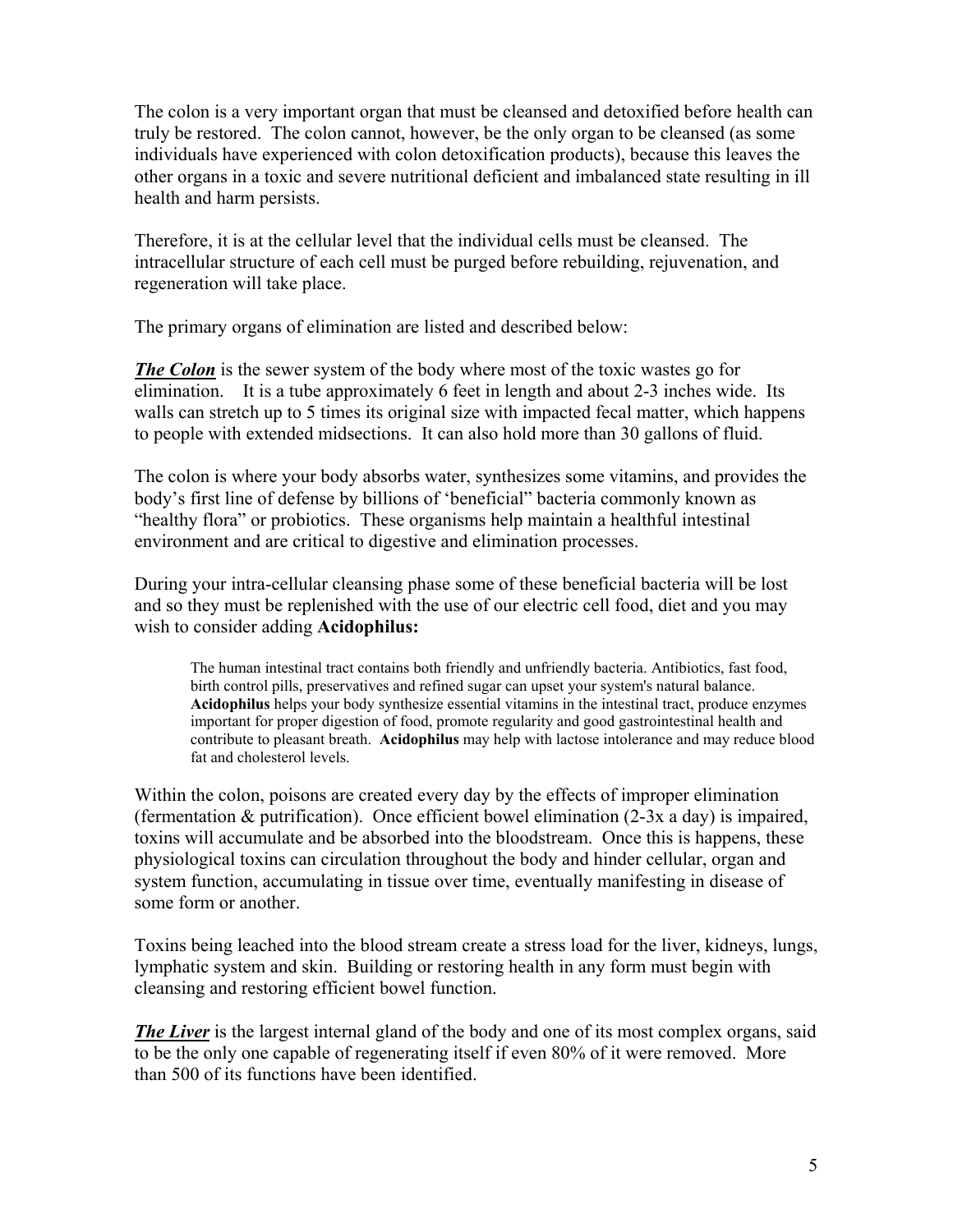The colon is a very important organ that must be cleansed and detoxified before health can truly be restored. The colon cannot, however, be the only organ to be cleansed (as some individuals have experienced with colon detoxification products), because this leaves the other organs in a toxic and severe nutritional deficient and imbalanced state resulting in ill health and harm persists.

Therefore, it is at the cellular level that the individual cells must be cleansed. The intracellular structure of each cell must be purged before rebuilding, rejuvenation, and regeneration will take place.

The primary organs of elimination are listed and described below:

***<u>The Colon</u>*** is the sewer system of the body where most of the toxic wastes go for elimination. It is a tube approximately 6 feet in length and about 2-3 inches wide. Its walls can stretch up to 5 times its original size with impacted fecal matter, which happens to people with extended midsections. It can also hold more than 30 gallons of fluid.

The colon is where your body absorbs water, synthesizes some vitamins, and provides the body's first line of defense by billions of 'beneficial" bacteria commonly known as "healthy flora" or probiotics. These organisms help maintain a healthful intestinal environment and are critical to digestive and elimination processes.

During your intra-cellular cleansing phase some of these beneficial bacteria will be lost and so they must be replenished with the use of our electric cell food, diet and you may wish to consider adding **Acidophilus:**

> The human intestinal tract contains both friendly and unfriendly bacteria. Antibiotics, fast food, birth control pills, preservatives and refined sugar can upset your system's natural balance. **Acidophilus** helps your body synthesize essential vitamins in the intestinal tract, produce enzymes important for proper digestion of food, promote regularity and good gastrointestinal health and contribute to pleasant breath. **Acidophilus** may help with lactose intolerance and may reduce blood fat and cholesterol levels.

Within the colon, poisons are created every day by the effects of improper elimination (fermentation & putrification). Once efficient bowel elimination (2-3x a day) is impaired, toxins will accumulate and be absorbed into the bloodstream. Once this is happens, these physiological toxins can circulation throughout the body and hinder cellular, organ and system function, accumulating in tissue over time, eventually manifesting in disease of some form or another.

Toxins being leached into the blood stream create a stress load for the liver, kidneys, lungs, lymphatic system and skin. Building or restoring health in any form must begin with cleansing and restoring efficient bowel function.

***<u>The Liver</u>*** is the largest internal gland of the body and one of its most complex organs, said to be the only one capable of regenerating itself if even 80% of it were removed. More than 500 of its functions have been identified.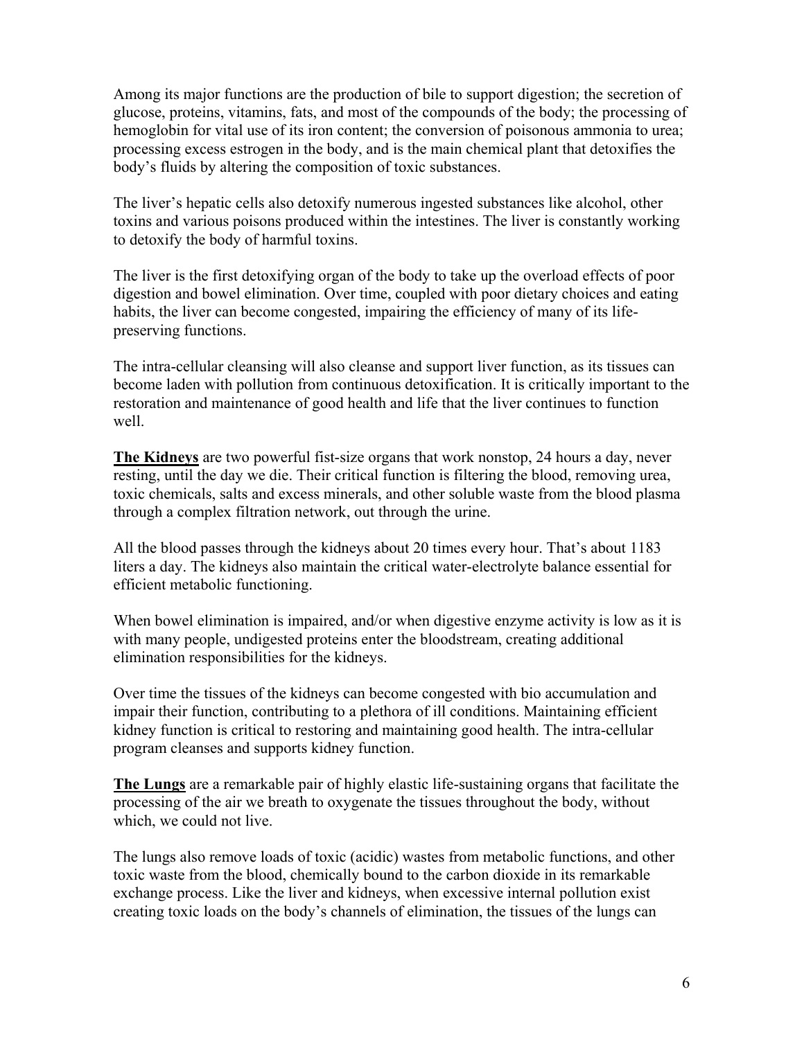Among its major functions are the production of bile to support digestion; the secretion of glucose, proteins, vitamins, fats, and most of the compounds of the body; the processing of hemoglobin for vital use of its iron content; the conversion of poisonous ammonia to urea; processing excess estrogen in the body, and is the main chemical plant that detoxifies the body's fluids by altering the composition of toxic substances.

The liver's hepatic cells also detoxify numerous ingested substances like alcohol, other toxins and various poisons produced within the intestines. The liver is constantly working to detoxify the body of harmful toxins.

The liver is the first detoxifying organ of the body to take up the overload effects of poor digestion and bowel elimination. Over time, coupled with poor dietary choices and eating habits, the liver can become congested, impairing the efficiency of many of its life-preserving functions.

The intra-cellular cleansing will also cleanse and support liver function, as its tissues can become laden with pollution from continuous detoxification. It is critically important to the restoration and maintenance of good health and life that the liver continues to function well.

**The Kidneys** are two powerful fist-size organs that work nonstop, 24 hours a day, never resting, until the day we die. Their critical function is filtering the blood, removing urea, toxic chemicals, salts and excess minerals, and other soluble waste from the blood plasma through a complex filtration network, out through the urine.

All the blood passes through the kidneys about 20 times every hour. That's about 1183 liters a day. The kidneys also maintain the critical water-electrolyte balance essential for efficient metabolic functioning.

When bowel elimination is impaired, and/or when digestive enzyme activity is low as it is with many people, undigested proteins enter the bloodstream, creating additional elimination responsibilities for the kidneys.

Over time the tissues of the kidneys can become congested with bio accumulation and impair their function, contributing to a plethora of ill conditions. Maintaining efficient kidney function is critical to restoring and maintaining good health. The intra-cellular program cleanses and supports kidney function.

**The Lungs** are a remarkable pair of highly elastic life-sustaining organs that facilitate the processing of the air we breath to oxygenate the tissues throughout the body, without which, we could not live.

The lungs also remove loads of toxic (acidic) wastes from metabolic functions, and other toxic waste from the blood, chemically bound to the carbon dioxide in its remarkable exchange process. Like the liver and kidneys, when excessive internal pollution exist creating toxic loads on the body's channels of elimination, the tissues of the lungs can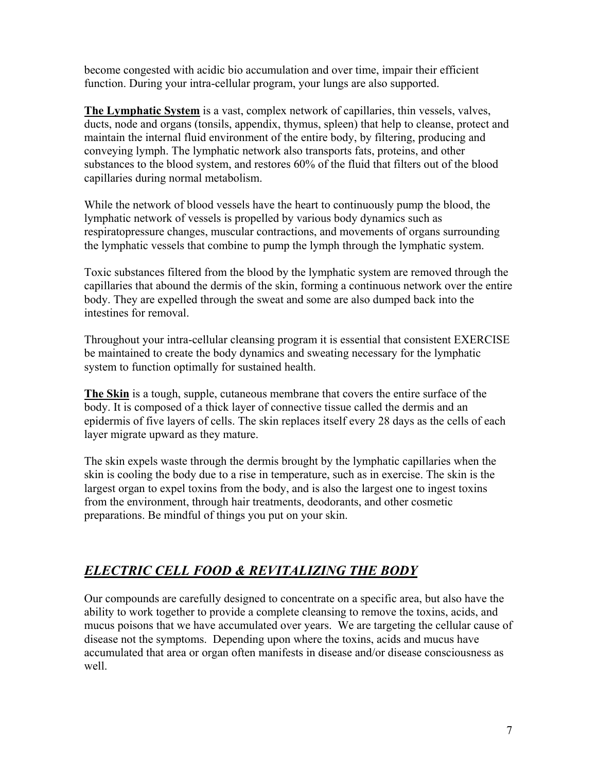become congested with acidic bio accumulation and over time, impair their efficient function. During your intra-cellular program, your lungs are also supported.

**The Lymphatic System** is a vast, complex network of capillaries, thin vessels, valves, ducts, node and organs (tonsils, appendix, thymus, spleen) that help to cleanse, protect and maintain the internal fluid environment of the entire body, by filtering, producing and conveying lymph. The lymphatic network also transports fats, proteins, and other substances to the blood system, and restores 60% of the fluid that filters out of the blood capillaries during normal metabolism.

While the network of blood vessels have the heart to continuously pump the blood, the lymphatic network of vessels is propelled by various body dynamics such as respiratopressure changes, muscular contractions, and movements of organs surrounding the lymphatic vessels that combine to pump the lymph through the lymphatic system.

Toxic substances filtered from the blood by the lymphatic system are removed through the capillaries that abound the dermis of the skin, forming a continuous network over the entire body. They are expelled through the sweat and some are also dumped back into the intestines for removal.

Throughout your intra-cellular cleansing program it is essential that consistent EXERCISE be maintained to create the body dynamics and sweating necessary for the lymphatic system to function optimally for sustained health.

**The Skin** is a tough, supple, cutaneous membrane that covers the entire surface of the body. It is composed of a thick layer of connective tissue called the dermis and an epidermis of five layers of cells. The skin replaces itself every 28 days as the cells of each layer migrate upward as they mature.

The skin expels waste through the dermis brought by the lymphatic capillaries when the skin is cooling the body due to a rise in temperature, such as in exercise. The skin is the largest organ to expel toxins from the body, and is also the largest one to ingest toxins from the environment, through hair treatments, deodorants, and other cosmetic preparations. Be mindful of things you put on your skin.

## *ELECTRIC CELL FOOD & REVITALIZING THE BODY*

Our compounds are carefully designed to concentrate on a specific area, but also have the ability to work together to provide a complete cleansing to remove the toxins, acids, and mucus poisons that we have accumulated over years. We are targeting the cellular cause of disease not the symptoms. Depending upon where the toxins, acids and mucus have accumulated that area or organ often manifests in disease and/or disease consciousness as well.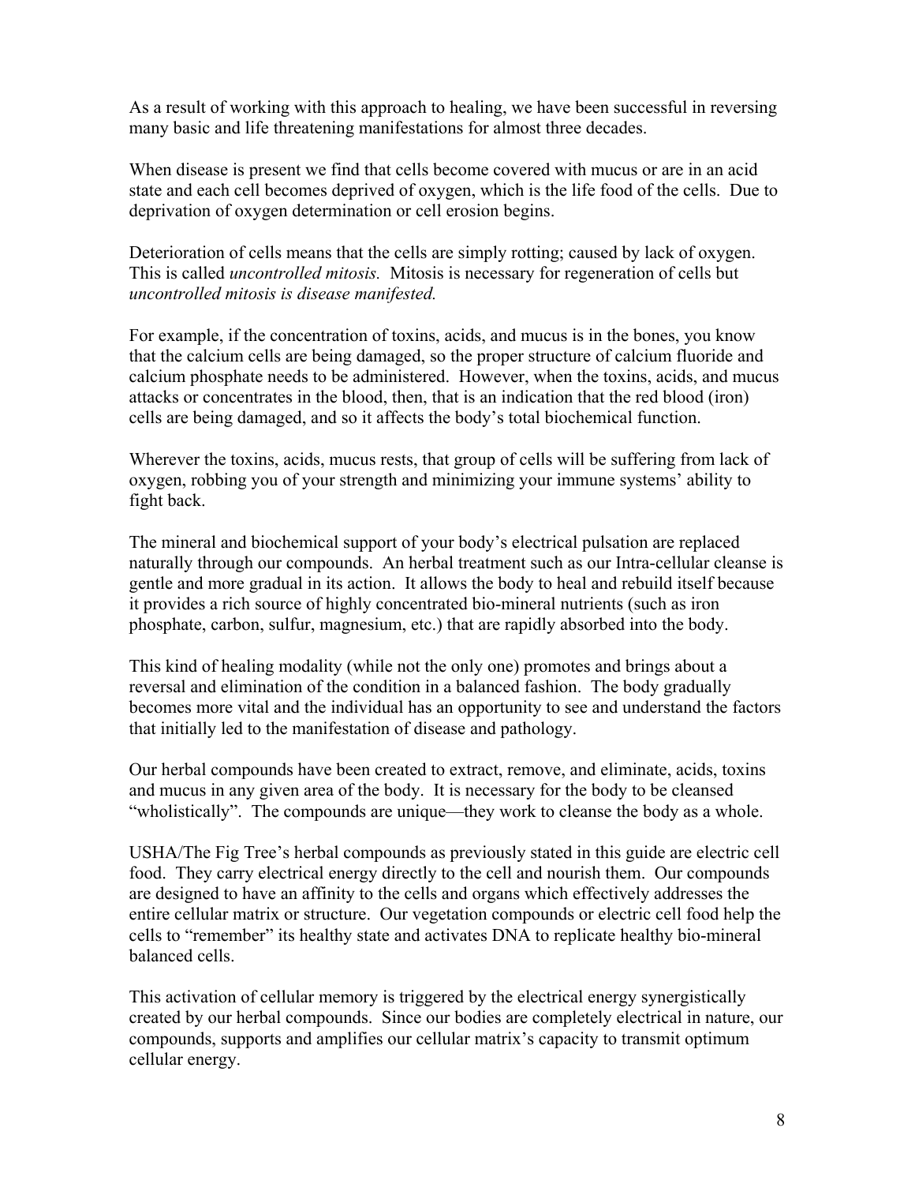As a result of working with this approach to healing, we have been successful in reversing many basic and life threatening manifestations for almost three decades.

When disease is present we find that cells become covered with mucus or are in an acid state and each cell becomes deprived of oxygen, which is the life food of the cells. Due to deprivation of oxygen determination or cell erosion begins.

Deterioration of cells means that the cells are simply rotting; caused by lack of oxygen. This is called *uncontrolled mitosis.* Mitosis is necessary for regeneration of cells but *uncontrolled mitosis is disease manifested.*

For example, if the concentration of toxins, acids, and mucus is in the bones, you know that the calcium cells are being damaged, so the proper structure of calcium fluoride and calcium phosphate needs to be administered. However, when the toxins, acids, and mucus attacks or concentrates in the blood, then, that is an indication that the red blood (iron) cells are being damaged, and so it affects the body's total biochemical function.

Wherever the toxins, acids, mucus rests, that group of cells will be suffering from lack of oxygen, robbing you of your strength and minimizing your immune systems' ability to fight back.

The mineral and biochemical support of your body's electrical pulsation are replaced naturally through our compounds. An herbal treatment such as our Intra-cellular cleanse is gentle and more gradual in its action. It allows the body to heal and rebuild itself because it provides a rich source of highly concentrated bio-mineral nutrients (such as iron phosphate, carbon, sulfur, magnesium, etc.) that are rapidly absorbed into the body.

This kind of healing modality (while not the only one) promotes and brings about a reversal and elimination of the condition in a balanced fashion. The body gradually becomes more vital and the individual has an opportunity to see and understand the factors that initially led to the manifestation of disease and pathology.

Our herbal compounds have been created to extract, remove, and eliminate, acids, toxins and mucus in any given area of the body. It is necessary for the body to be cleansed "wholistically". The compounds are unique—they work to cleanse the body as a whole.

USHA/The Fig Tree's herbal compounds as previously stated in this guide are electric cell food. They carry electrical energy directly to the cell and nourish them. Our compounds are designed to have an affinity to the cells and organs which effectively addresses the entire cellular matrix or structure. Our vegetation compounds or electric cell food help the cells to "remember" its healthy state and activates DNA to replicate healthy bio-mineral balanced cells.

This activation of cellular memory is triggered by the electrical energy synergistically created by our herbal compounds. Since our bodies are completely electrical in nature, our compounds, supports and amplifies our cellular matrix's capacity to transmit optimum cellular energy.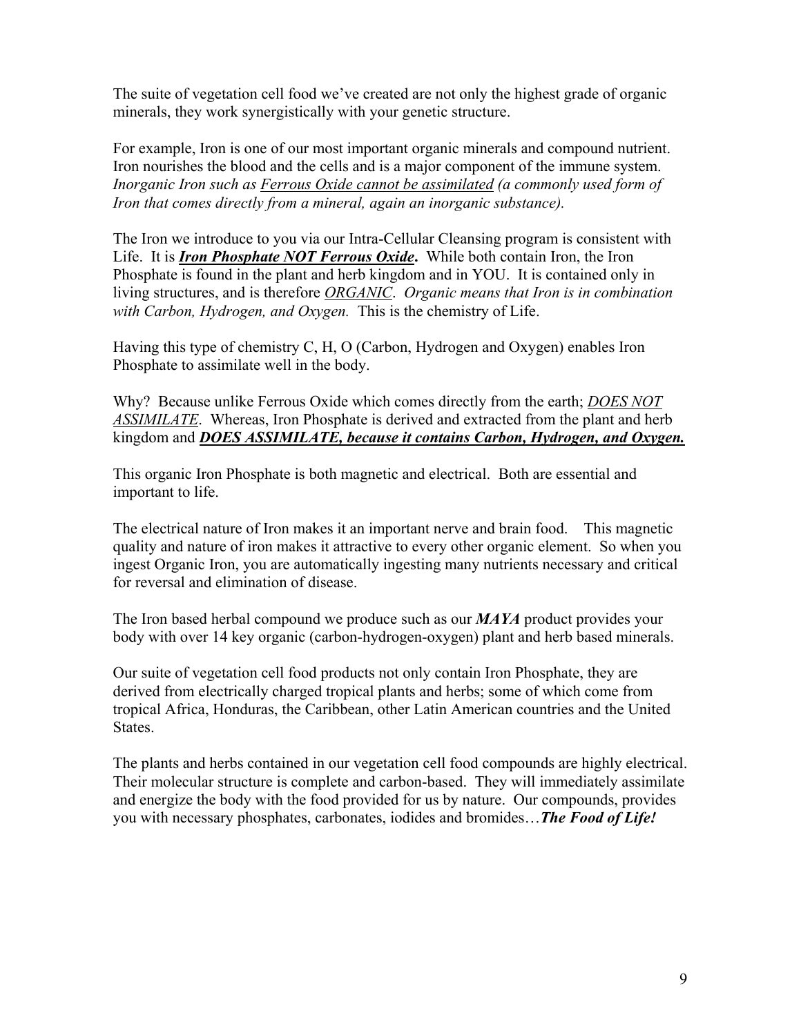The suite of vegetation cell food we've created are not only the highest grade of organic minerals, they work synergistically with your genetic structure.

For example, Iron is one of our most important organic minerals and compound nutrient. Iron nourishes the blood and the cells and is a major component of the immune system. *Inorganic Iron such as <u>Ferrous Oxide cannot be assimilated</u> (a commonly used form of Iron that comes directly from a mineral, again an inorganic substance).*

The Iron we introduce to you via our Intra-Cellular Cleansing program is consistent with Life. It is ***<u>Iron Phosphate NOT Ferrous Oxide</u>*****.** While both contain Iron, the Iron Phosphate is found in the plant and herb kingdom and in YOU. It is contained only in living structures, and is therefore *<u>ORGANIC</u>*. *Organic means that Iron is in combination with Carbon, Hydrogen, and Oxygen.* This is the chemistry of Life.

Having this type of chemistry C, H, O (Carbon, Hydrogen and Oxygen) enables Iron Phosphate to assimilate well in the body.

Why? Because unlike Ferrous Oxide which comes directly from the earth; *<u>DOES NOT ASSIMILATE</u>*. Whereas, Iron Phosphate is derived and extracted from the plant and herb kingdom and ***<u>DOES ASSIMILATE, because it contains Carbon, Hydrogen, and Oxygen.</u>***

This organic Iron Phosphate is both magnetic and electrical. Both are essential and important to life.

The electrical nature of Iron makes it an important nerve and brain food. This magnetic quality and nature of iron makes it attractive to every other organic element. So when you ingest Organic Iron, you are automatically ingesting many nutrients necessary and critical for reversal and elimination of disease.

The Iron based herbal compound we produce such as our ***MAYA*** product provides your body with over 14 key organic (carbon-hydrogen-oxygen) plant and herb based minerals.

Our suite of vegetation cell food products not only contain Iron Phosphate, they are derived from electrically charged tropical plants and herbs; some of which come from tropical Africa, Honduras, the Caribbean, other Latin American countries and the United States.

The plants and herbs contained in our vegetation cell food compounds are highly electrical. Their molecular structure is complete and carbon-based. They will immediately assimilate and energize the body with the food provided for us by nature. Our compounds, provides you with necessary phosphates, carbonates, iodides and bromides…***The Food of Life!***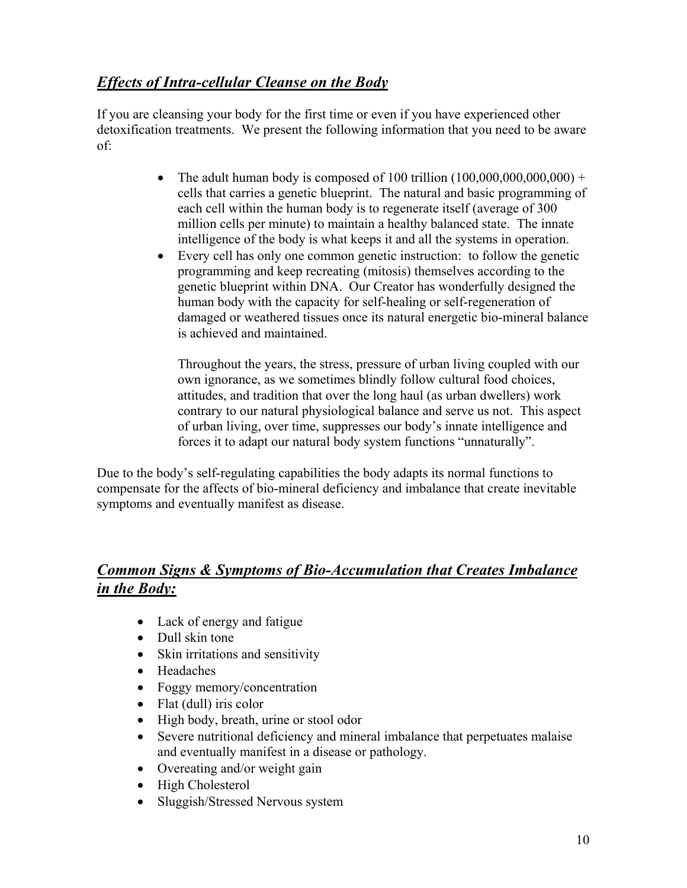## ***Effects of Intra-cellular Cleanse on the Body***

If you are cleansing your body for the first time or even if you have experienced other detoxification treatments. We present the following information that you need to be aware of:

- The adult human body is composed of 100 trillion (100,000,000,000,000) + cells that carries a genetic blueprint. The natural and basic programming of each cell within the human body is to regenerate itself (average of 300 million cells per minute) to maintain a healthy balanced state. The innate intelligence of the body is what keeps it and all the systems in operation.
- Every cell has only one common genetic instruction: to follow the genetic programming and keep recreating (mitosis) themselves according to the genetic blueprint within DNA. Our Creator has wonderfully designed the human body with the capacity for self-healing or self-regeneration of damaged or weathered tissues once its natural energetic bio-mineral balance is achieved and maintained.

  Throughout the years, the stress, pressure of urban living coupled with our own ignorance, as we sometimes blindly follow cultural food choices, attitudes, and tradition that over the long haul (as urban dwellers) work contrary to our natural physiological balance and serve us not. This aspect of urban living, over time, suppresses our body's innate intelligence and forces it to adapt our natural body system functions "unnaturally".

Due to the body's self-regulating capabilities the body adapts its normal functions to compensate for the affects of bio-mineral deficiency and imbalance that create inevitable symptoms and eventually manifest as disease.

## ***Common Signs & Symptoms of Bio-Accumulation that Creates Imbalance in the Body:***

- Lack of energy and fatigue
- Dull skin tone
- Skin irritations and sensitivity
- Headaches
- Foggy memory/concentration
- Flat (dull) iris color
- High body, breath, urine or stool odor
- Severe nutritional deficiency and mineral imbalance that perpetuates malaise and eventually manifest in a disease or pathology.
- Overeating and/or weight gain
- High Cholesterol
- Sluggish/Stressed Nervous system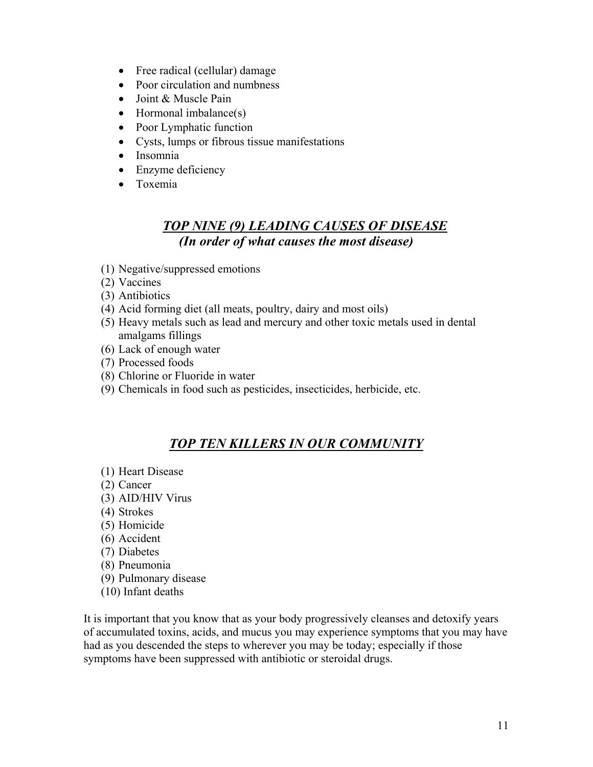- Free radical (cellular) damage
- Poor circulation and numbness
- Joint & Muscle Pain
- Hormonal imbalance(s)
- Poor Lymphatic function
- Cysts, lumps or fibrous tissue manifestations
- Insomnia
- Enzyme deficiency
- Toxemia

## ***TOP NINE (9) LEADING CAUSES OF DISEASE***
### ***(In order of what causes the most disease)***

(1) Negative/suppressed emotions
(2) Vaccines
(3) Antibiotics
(4) Acid forming diet (all meats, poultry, dairy and most oils)
(5) Heavy metals such as lead and mercury and other toxic metals used in dental amalgams fillings
(6) Lack of enough water
(7) Processed foods
(8) Chlorine or Fluoride in water
(9) Chemicals in food such as pesticides, insecticides, herbicide, etc.

## ***TOP TEN KILLERS IN OUR COMMUNITY***

(1) Heart Disease
(2) Cancer
(3) AID/HIV Virus
(4) Strokes
(5) Homicide
(6) Accident
(7) Diabetes
(8) Pneumonia
(9) Pulmonary disease
(10) Infant deaths

It is important that you know that as your body progressively cleanses and detoxify years of accumulated toxins, acids, and mucus you may experience symptoms that you may have had as you descended the steps to wherever you may be today; especially if those symptoms have been suppressed with antibiotic or steroidal drugs.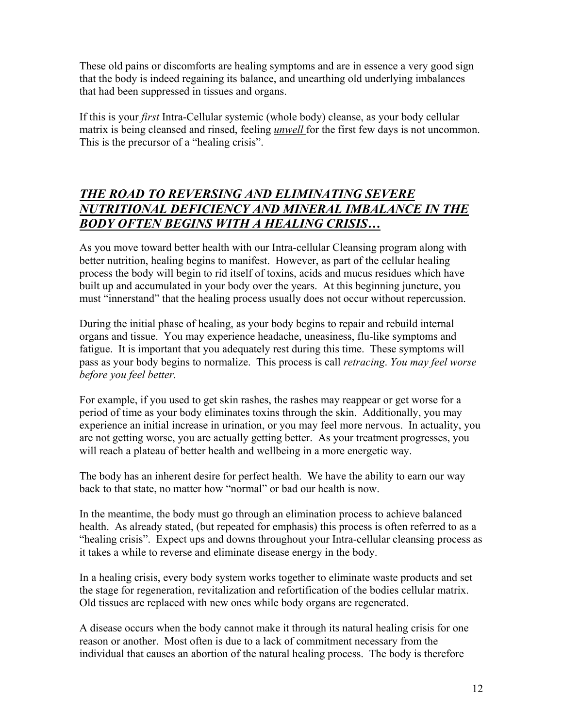These old pains or discomforts are healing symptoms and are in essence a very good sign that the body is indeed regaining its balance, and unearthing old underlying imbalances that had been suppressed in tissues and organs.

If this is your *first* Intra-Cellular systemic (whole body) cleanse, as your body cellular matrix is being cleansed and rinsed, feeling ***unwell*** for the first few days is not uncommon. This is the precursor of a "healing crisis".

## ***THE ROAD TO REVERSING AND ELIMINATING SEVERE NUTRITIONAL DEFICIENCY AND MINERAL IMBALANCE IN THE BODY OFTEN BEGINS WITH A HEALING CRISIS…***

As you move toward better health with our Intra-cellular Cleansing program along with better nutrition, healing begins to manifest. However, as part of the cellular healing process the body will begin to rid itself of toxins, acids and mucus residues which have built up and accumulated in your body over the years. At this beginning juncture, you must "innerstand" that the healing process usually does not occur without repercussion.

During the initial phase of healing, as your body begins to repair and rebuild internal organs and tissue. You may experience headache, uneasiness, flu-like symptoms and fatigue. It is important that you adequately rest during this time. These symptoms will pass as your body begins to normalize. This process is call *retracing*. *You may feel worse before you feel better.*

For example, if you used to get skin rashes, the rashes may reappear or get worse for a period of time as your body eliminates toxins through the skin. Additionally, you may experience an initial increase in urination, or you may feel more nervous. In actuality, you are not getting worse, you are actually getting better. As your treatment progresses, you will reach a plateau of better health and wellbeing in a more energetic way.

The body has an inherent desire for perfect health. We have the ability to earn our way back to that state, no matter how "normal" or bad our health is now.

In the meantime, the body must go through an elimination process to achieve balanced health. As already stated, (but repeated for emphasis) this process is often referred to as a "healing crisis". Expect ups and downs throughout your Intra-cellular cleansing process as it takes a while to reverse and eliminate disease energy in the body.

In a healing crisis, every body system works together to eliminate waste products and set the stage for regeneration, revitalization and refortification of the bodies cellular matrix. Old tissues are replaced with new ones while body organs are regenerated.

A disease occurs when the body cannot make it through its natural healing crisis for one reason or another. Most often is due to a lack of commitment necessary from the individual that causes an abortion of the natural healing process. The body is therefore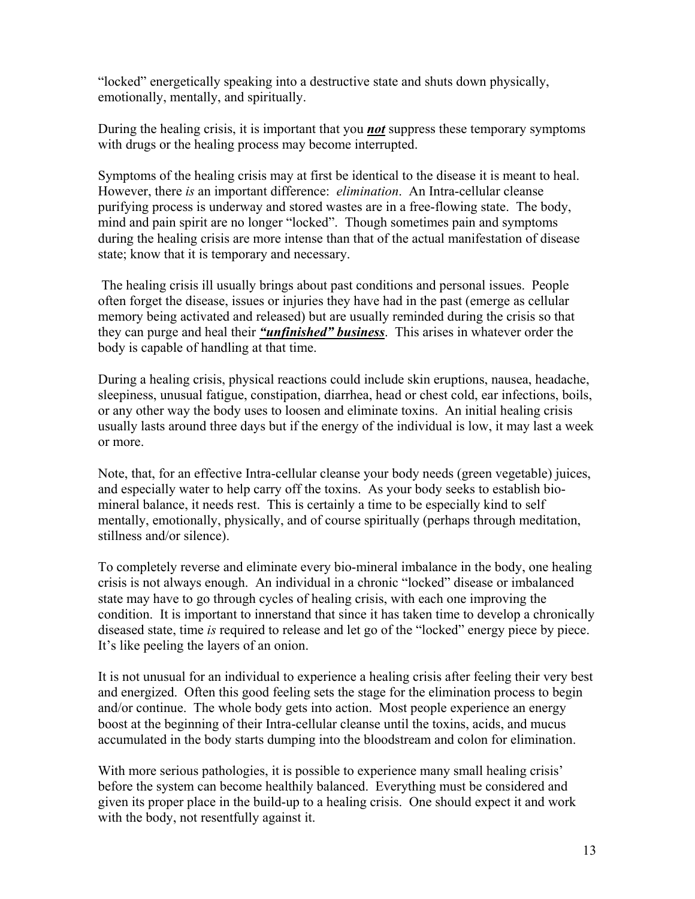"locked" energetically speaking into a destructive state and shuts down physically, emotionally, mentally, and spiritually.

During the healing crisis, it is important that you ***not*** suppress these temporary symptoms with drugs or the healing process may become interrupted.

Symptoms of the healing crisis may at first be identical to the disease it is meant to heal. However, there *is* an important difference: *elimination*. An Intra-cellular cleanse purifying process is underway and stored wastes are in a free-flowing state. The body, mind and pain spirit are no longer "locked". Though sometimes pain and symptoms during the healing crisis are more intense than that of the actual manifestation of disease state; know that it is temporary and necessary.

The healing crisis ill usually brings about past conditions and personal issues. People often forget the disease, issues or injuries they have had in the past (emerge as cellular memory being activated and released) but are usually reminded during the crisis so that they can purge and heal their ***"unfinished" business***. This arises in whatever order the body is capable of handling at that time.

During a healing crisis, physical reactions could include skin eruptions, nausea, headache, sleepiness, unusual fatigue, constipation, diarrhea, head or chest cold, ear infections, boils, or any other way the body uses to loosen and eliminate toxins. An initial healing crisis usually lasts around three days but if the energy of the individual is low, it may last a week or more.

Note, that, for an effective Intra-cellular cleanse your body needs (green vegetable) juices, and especially water to help carry off the toxins. As your body seeks to establish bio-mineral balance, it needs rest. This is certainly a time to be especially kind to self mentally, emotionally, physically, and of course spiritually (perhaps through meditation, stillness and/or silence).

To completely reverse and eliminate every bio-mineral imbalance in the body, one healing crisis is not always enough. An individual in a chronic "locked" disease or imbalanced state may have to go through cycles of healing crisis, with each one improving the condition. It is important to innerstand that since it has taken time to develop a chronically diseased state, time *is* required to release and let go of the "locked" energy piece by piece. It's like peeling the layers of an onion.

It is not unusual for an individual to experience a healing crisis after feeling their very best and energized. Often this good feeling sets the stage for the elimination process to begin and/or continue. The whole body gets into action. Most people experience an energy boost at the beginning of their Intra-cellular cleanse until the toxins, acids, and mucus accumulated in the body starts dumping into the bloodstream and colon for elimination.

With more serious pathologies, it is possible to experience many small healing crisis' before the system can become healthily balanced. Everything must be considered and given its proper place in the build-up to a healing crisis. One should expect it and work with the body, not resentfully against it.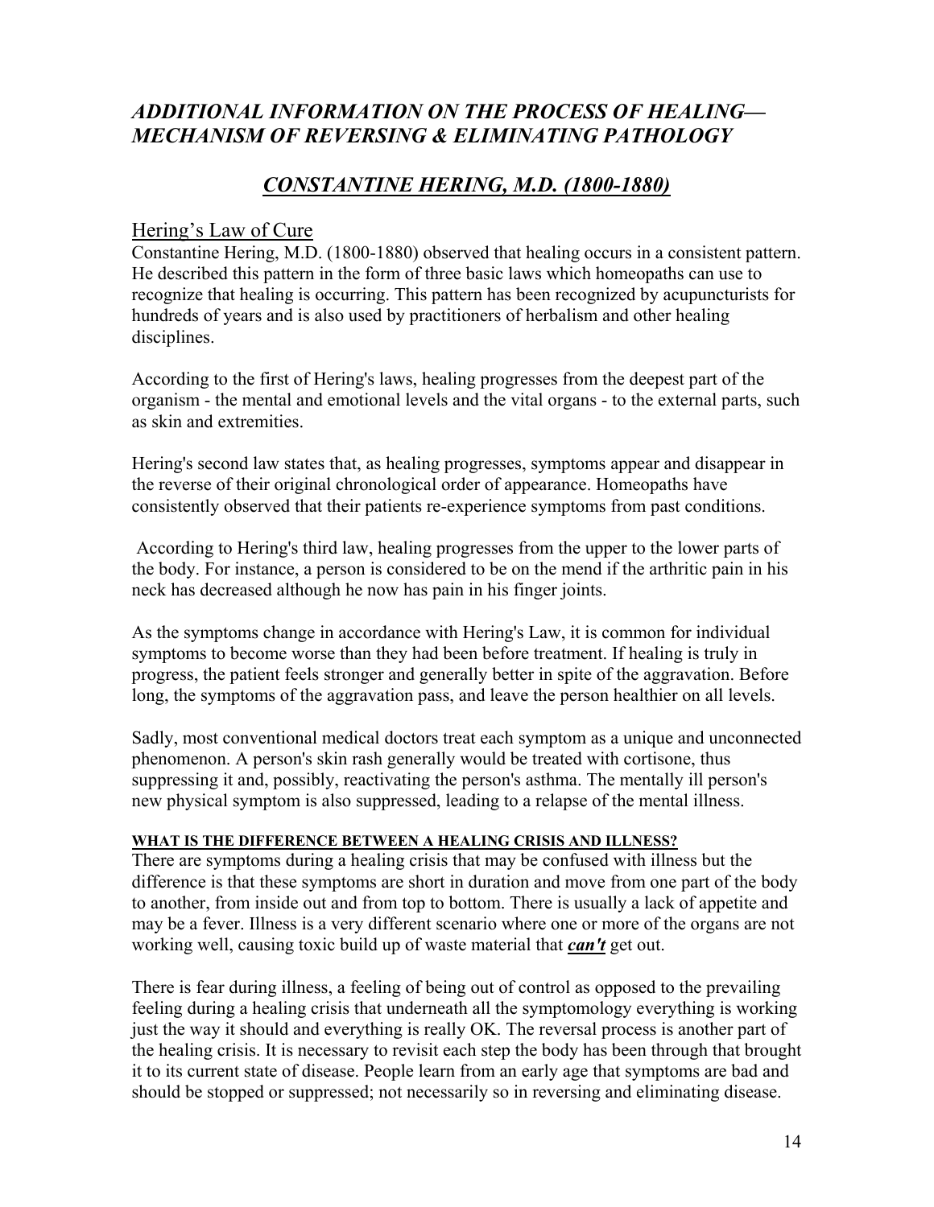## *ADDITIONAL INFORMATION ON THE PROCESS OF HEALING—MECHANISM OF REVERSING & ELIMINATING PATHOLOGY*

## *CONSTANTINE HERING, M.D. (1800-1880)*

### Hering's Law of Cure

Constantine Hering, M.D. (1800-1880) observed that healing occurs in a consistent pattern. He described this pattern in the form of three basic laws which homeopaths can use to recognize that healing is occurring. This pattern has been recognized by acupuncturists for hundreds of years and is also used by practitioners of herbalism and other healing disciplines.

According to the first of Hering's laws, healing progresses from the deepest part of the organism - the mental and emotional levels and the vital organs - to the external parts, such as skin and extremities.

Hering's second law states that, as healing progresses, symptoms appear and disappear in the reverse of their original chronological order of appearance. Homeopaths have consistently observed that their patients re-experience symptoms from past conditions.

According to Hering's third law, healing progresses from the upper to the lower parts of the body. For instance, a person is considered to be on the mend if the arthritic pain in his neck has decreased although he now has pain in his finger joints.

As the symptoms change in accordance with Hering's Law, it is common for individual symptoms to become worse than they had been before treatment. If healing is truly in progress, the patient feels stronger and generally better in spite of the aggravation. Before long, the symptoms of the aggravation pass, and leave the person healthier on all levels.

Sadly, most conventional medical doctors treat each symptom as a unique and unconnected phenomenon. A person's skin rash generally would be treated with cortisone, thus suppressing it and, possibly, reactivating the person's asthma. The mentally ill person's new physical symptom is also suppressed, leading to a relapse of the mental illness.

#### WHAT IS THE DIFFERENCE BETWEEN A HEALING CRISIS AND ILLNESS?

There are symptoms during a healing crisis that may be confused with illness but the difference is that these symptoms are short in duration and move from one part of the body to another, from inside out and from top to bottom. There is usually a lack of appetite and may be a fever. Illness is a very different scenario where one or more of the organs are not working well, causing toxic build up of waste material that ***can't*** get out.

There is fear during illness, a feeling of being out of control as opposed to the prevailing feeling during a healing crisis that underneath all the symptomology everything is working just the way it should and everything is really OK. The reversal process is another part of the healing crisis. It is necessary to revisit each step the body has been through that brought it to its current state of disease. People learn from an early age that symptoms are bad and should be stopped or suppressed; not necessarily so in reversing and eliminating disease.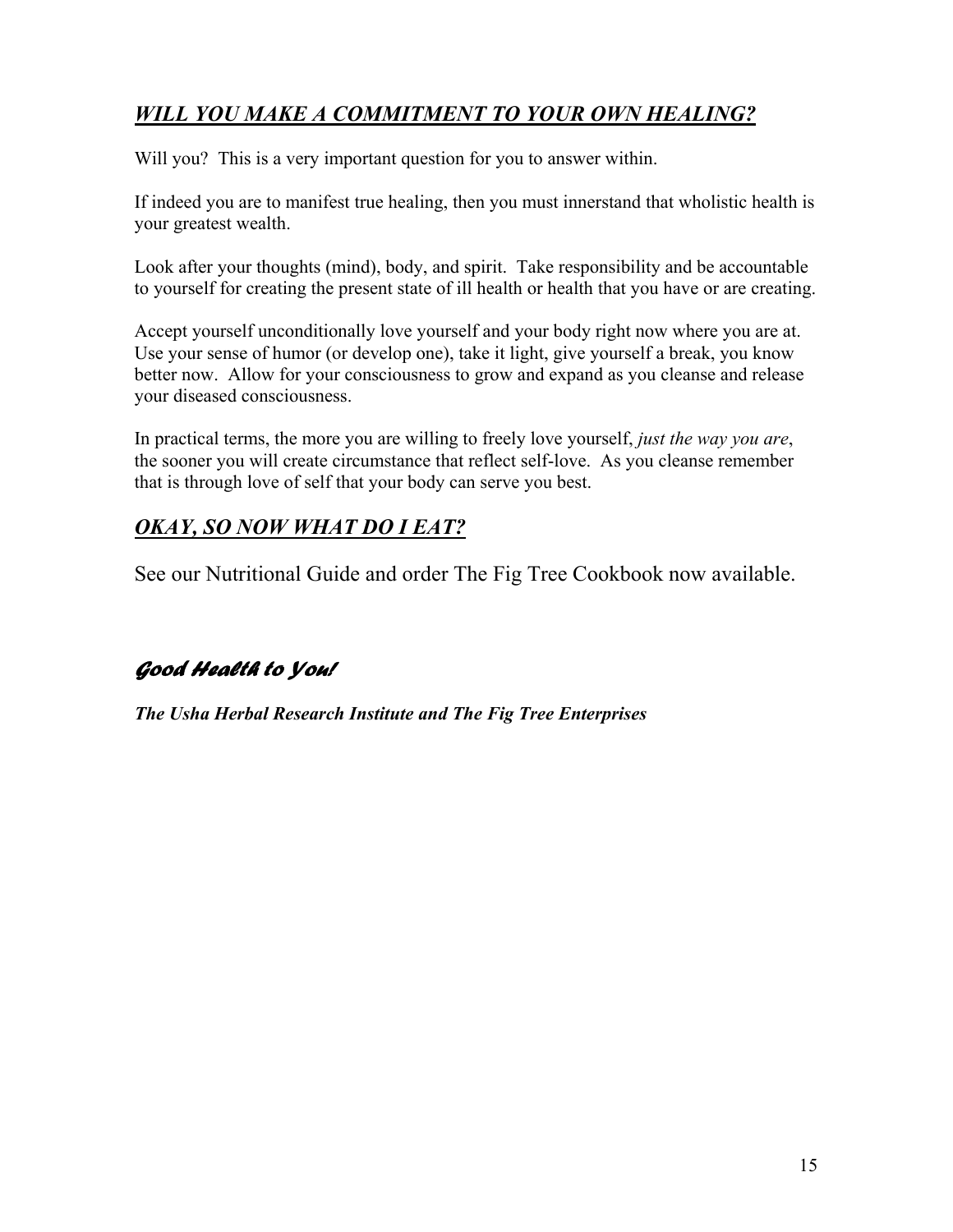## ***WILL YOU MAKE A COMMITMENT TO YOUR OWN HEALING?***

Will you? This is a very important question for you to answer within.

If indeed you are to manifest true healing, then you must innerstand that wholistic health is your greatest wealth.

Look after your thoughts (mind), body, and spirit. Take responsibility and be accountable to yourself for creating the present state of ill health or health that you have or are creating.

Accept yourself unconditionally love yourself and your body right now where you are at. Use your sense of humor (or develop one), take it light, give yourself a break, you know better now. Allow for your consciousness to grow and expand as you cleanse and release your diseased consciousness.

In practical terms, the more you are willing to freely love yourself, *just the way you are*, the sooner you will create circumstance that reflect self-love. As you cleanse remember that is through love of self that your body can serve you best.

## ***OKAY, SO NOW WHAT DO I EAT?***

See our Nutritional Guide and order The Fig Tree Cookbook now available.

***Good Health to You!***

***The Usha Herbal Research Institute and The Fig Tree Enterprises***